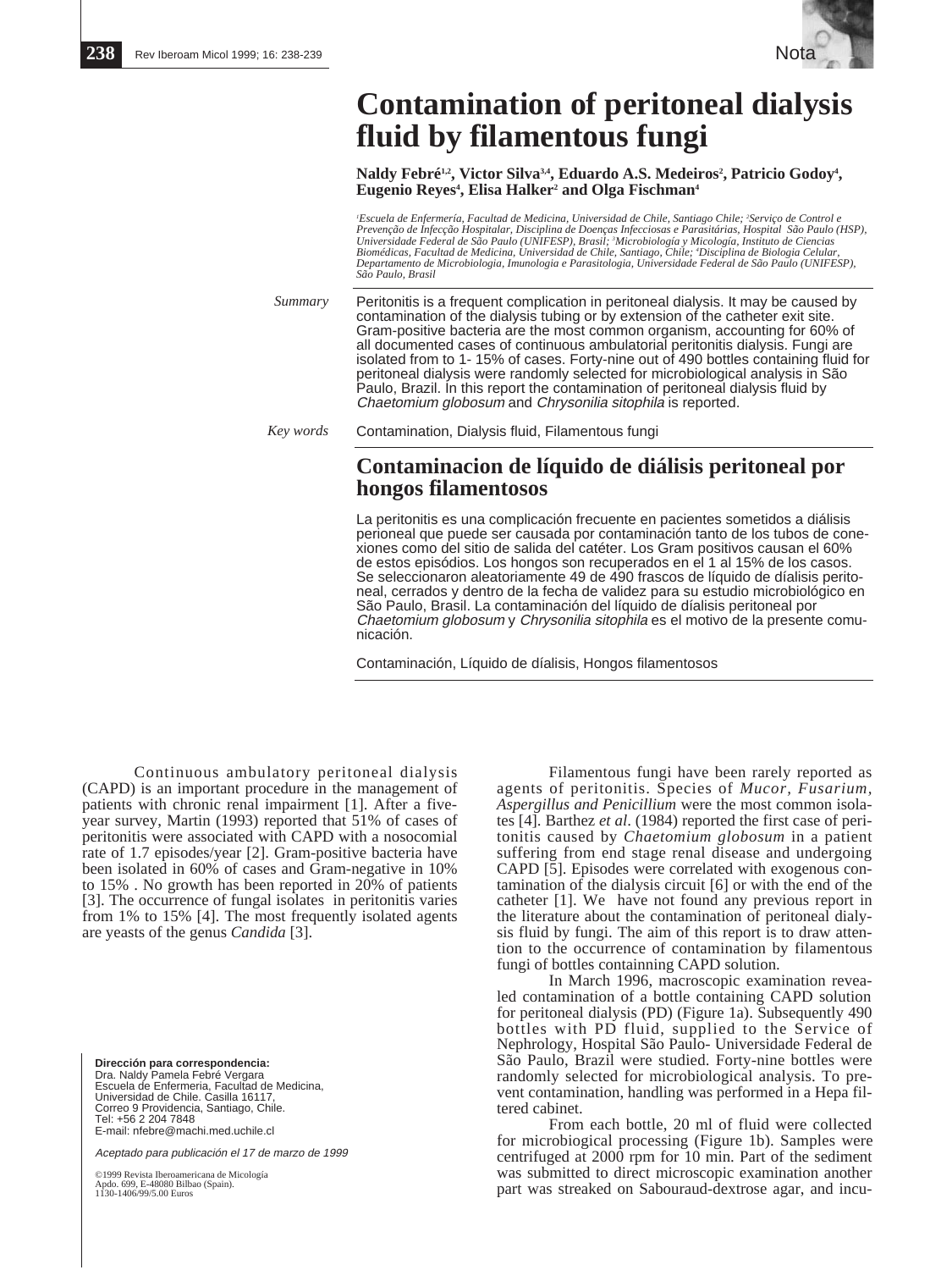Nota

# Contamination of peritoneal dialysis fluid by filamentous fungi

**Naldy Febré[1,2], Victor Silva[3,4], Eduardo A.S. Medeiros[2], Patricio Godoy[4], Eugenio Reyes[4], Elisa Halker[2] and Olga Fischman[4]**

*[1]Escuela de Enfermería, Facultad de Medicina, Universidad de Chile, Santiago Chile; [2]Serviço de Control e Prevenção de Infecção Hospitalar, Disciplina de Doenças Infecciosas e Parasitárias, Hospital São Paulo (HSP), Universidade Federal de São Paulo (UNIFESP), Brasil; [3]Microbiología y Micología, Instituto de Ciencias Biomédicas, Facultad de Medicina, Universidad de Chile, Santiago, Chile; [4]Disciplina de Biologia Celular, Departamento de Microbiologia, Imunologia e Parasitologia, Universidade Federal de São Paulo (UNIFESP), São Paulo, Brasil*

*Summary* Peritonitis is a frequent complication in peritoneal dialysis. It may be caused by contamination of the dialysis tubing or by extension of the catheter exit site. Gram-positive bacteria are the most common organism, accounting for 60% of all documented cases of continuous ambulatorial peritonitis dialysis. Fungi are isolated from to 1- 15% of cases. Forty-nine out of 490 bottles containing fluid for peritoneal dialysis were randomly selected for microbiological analysis in São Paulo, Brazil. In this report the contamination of peritoneal dialysis fluid by *Chaetomium globosum* and *Chrysonilia sitophila* is reported.

*Key words* Contamination, Dialysis fluid, Filamentous fungi

## Contaminacion de líquido de diálisis peritoneal por hongos filamentosos

La peritonitis es una complicación frecuente en pacientes sometidos a diálisis perioneal que puede ser causada por contaminación tanto de los tubos de conexiones como del sitio de salida del catéter. Los Gram positivos causan el 60% de estos episódios. Los hongos son recuperados en el 1 al 15% de los casos. Se seleccionaron aleatoriamente 49 de 490 frascos de líquido de diálisis peritoneal, cerrados y dentro de la fecha de validez para su estudio microbiológico en São Paulo, Brasil. La contaminación del líquido de díalisis peritoneal por *Chaetomium globosum* y *Chrysonilia sitophila* es el motivo de la presente comunicación.

Contaminación, Líquido de díalisis, Hongos filamentosos

Continuous ambulatory peritoneal dialysis (CAPD) is an important procedure in the management of patients with chronic renal impairment [1]. After a five-year survey, Martin (1993) reported that 51% of cases of peritonitis were associated with CAPD with a nosocomial rate of 1.7 episodes/year [2]. Gram-positive bacteria have been isolated in 60% of cases and Gram-negative in 10% to 15% . No growth has been reported in 20% of patients [3]. The occurrence of fungal isolates in peritonitis varies from 1% to 15% [4]. The most frequently isolated agents are yeasts of the genus *Candida* [3].

Filamentous fungi have been rarely reported as agents of peritonitis. Species of *Mucor, Fusarium, Aspergillus and Penicillium* were the most common isolates [4]. Barthez *et al*. (1984) reported the first case of peritonitis caused by *Chaetomium globosum* in a patient suffering from end stage renal disease and undergoing CAPD [5]. Episodes were correlated with exogenous contamination of the dialysis circuit [6] or with the end of the catheter [1]. We have not found any previous report in the literature about the contamination of peritoneal dialysis fluid by fungi. The aim of this report is to draw attention to the occurrence of contamination by filamentous fungi of bottles containning CAPD solution.

In March 1996, macroscopic examination revealed contamination of a bottle containing CAPD solution for peritoneal dialysis (PD) (Figure 1a). Subsequently 490 bottles with PD fluid, supplied to the Service of Nephrology, Hospital São Paulo- Universidade Federal de São Paulo, Brazil were studied. Forty-nine bottles were randomly selected for microbiological analysis. To prevent contamination, handling was performed in a Hepa filtered cabinet.

From each bottle, 20 ml of fluid were collected for microbiogical processing (Figure 1b). Samples were centrifuged at 2000 rpm for 10 min. Part of the sediment was submitted to direct microscopic examination another part was streaked on Sabouraud-dextrose agar, and incu-

**Dirección para correspondencia:**
Dra. Naldy Pamela Febré Vergara
Escuela de Enfermeria, Facultad de Medicina, Universidad de Chile. Casilla 16117, Correo 9 Providencia, Santiago, Chile.
Tel: +56 2 204 7848
E-mail: nfebre@machi.med.uchile.cl

*Aceptado para publicación el 17 de marzo de 1999*

©1999 Revista Iberoamericana de Micología
Apdo. 699, E-48080 Bilbao (Spain).
1130-1406/99/5.00 Euros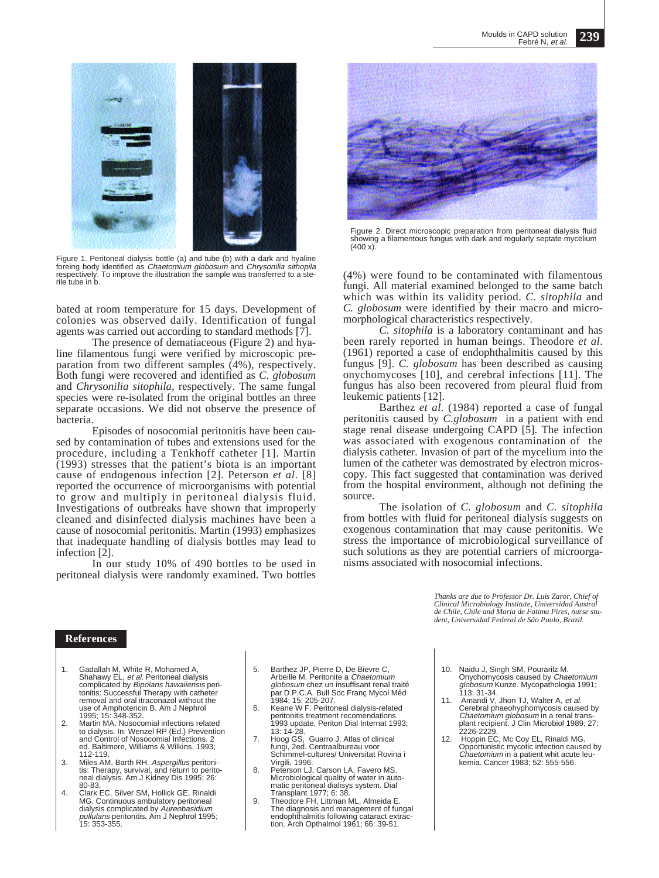Figure 1. Peritoneal dialysis bottle (a) and tube (b) with a dark and hyaline foreing body identified as *Chaetomium globosum* and *Chrysonilia sithopila* respectively. To improve the illustration the sample was transferred to a sterile tube in b.

Figure 2. Direct microscopic preparation from peritoneal dialysis fluid showing a filamentous fungus with dark and regularly septate mycelium (400 x).

bated at room temperature for 15 days. Development of colonies was observed daily. Identification of fungal agents was carried out according to standard methods [7].

The presence of dematiaceous (Figure 2) and hyaline filamentous fungi were verified by microscopic preparation from two different samples (4%), respectively. Both fungi were recovered and identified as *C. globosum* and *Chrysonilia sitophila*, respectively. The same fungal species were re-isolated from the original bottles an three separate occasions. We did not observe the presence of bacteria.

Episodes of nosocomial peritonitis have been caused by contamination of tubes and extensions used for the procedure, including a Tenkhoff catheter [1]. Martin (1993) stresses that the patient's biota is an important cause of endogenous infection [2]. Peterson *et al*. [8] reported the occurrence of microorganisms with potential to grow and multiply in peritoneal dialysis fluid. Investigations of outbreaks have shown that improperly cleaned and disinfected dialysis machines have been a cause of nosocomial peritonitis. Martin (1993) emphasizes that inadequate handling of dialysis bottles may lead to infection [2].

In our study 10% of 490 bottles to be used in peritoneal dialysis were randomly examined. Two bottles (4%) were found to be contaminated with filamentous fungi. All material examined belonged to the same batch which was within its validity period. *C. sitophila* and *C. globosum* were identified by their macro and micromorphological characteristics respectively.

*C. sitophila* is a laboratory contaminant and has been rarely reported in human beings. Theodore *et al*. (1961) reported a case of endophthalmitis caused by this fungus [9]. *C. globosum* has been described as causing onychomycoses [10], and cerebral infections [11]. The fungus has also been recovered from pleural fluid from leukemic patients [12].

Barthez *et al*. (1984) reported a case of fungal peritonitis caused by *C.globosum* in a patient with end stage renal disease undergoing CAPD [5]. The infection was associated with exogenous contamination of the dialysis catheter. Invasion of part of the mycelium into the lumen of the catheter was demostrated by electron microscopy. This fact suggested that contamination was derived from the hospital environment, although not defining the source.

The isolation of *C. globosum* and *C. sitophila* from bottles with fluid for peritoneal dialysis suggests on exogenous contamination that may cause peritonitis. We stress the importance of microbiological surveillance of such solutions as they are potential carriers of microorganisms associated with nosocomial infections.

*Thanks are due to Professor Dr. Luis Zaror, Chief of Clinical Microbiology Institute, Universidad Austral de Chile, Chile and Maria de Fatima Pires, nurse student, Universidad Federal de São Paulo, Brazil.*

## References

1. Gadallah M, White R, Mohamed A, Shahawy EL, *et al.* Peritoneal dialysis complicated by *Bipolaris hawaiiensis* peritonitis: Successful Therapy with catheter removal and oral itraconazol without the use of Amphotericin B. Am J Nephrol 1995; 15: 348-352.
2. Martin MA. Nosocomial infections related to dialysis. In: Wenzel RP (Ed.) Prevention and Control of Nosocomial Infections. 2 ed. Baltimore, Williams & Wilkins, 1993; 112-119.
3. Miles AM, Barth RH. *Aspergillus* peritonitis: Therapy, survival, and return to peritoneal dialysis. Am J Kidney Dis 1995; 26: 80-83.
4. Clark EC, Silver SM, Hollick GE, Rinaldi MG. Continuous ambulatory peritoneal dialysis complicated by *Aureobasidium pullulans* peritonitis**.** Am J Nephrol 1995; 15: 353-355.
5. Barthez JP, Pierre D, De Bievre C, Arbeille M. Peritonite a *Chaetomium globosum* chez un insuffisant renal traité par D.P.C.A. Bull Soc Franç Mycol Méd 1984; 15: 205-207.
6. Keane W F. Peritoneal dialysis-related peritonitis treatment recomendations 1993 update. Periton Dial Internat 1993; 13: 14-28.
7. Hoog GS, Guarro J. Atlas of clinical fungi, 2ed. Centraalbureau voor Schimmel-cultures/ Universitat Rovina i Virgili, 1996.
8. Peterson LJ, Carson LA, Favero MS. Microbiological quality of water in automatic peritoneal dialisys system. Dial Transplant 1977; 6: 38.
9. Theodore FH, Littman ML, Almeida E. The diagnosis and management of fungal endophthalmitis following cataract extraction. Arch Opthalmol 1961; 66: 39-51.
10. Naidu J, Singh SM, Pourarilz M. Onychomycosis caused by *Chaetomium globosum* Kunze. Mycopathologia 1991; 113: 31-34.
11. Amandi V, Jhon TJ, Walter A, *et al.* Cerebral phaeohyphomycosis caused by *Chaetomium globosum* in a renal transplant recipient. J Clin Microbiol 1989; 27: 2226-2229.
12. Hoppin EC, Mc Coy EL, Rinaldi MG. Opportunistic mycotic infection caused by *Chaetomium* in a patient whit acute leukemia. Cancer 1983; 52: 555-556.